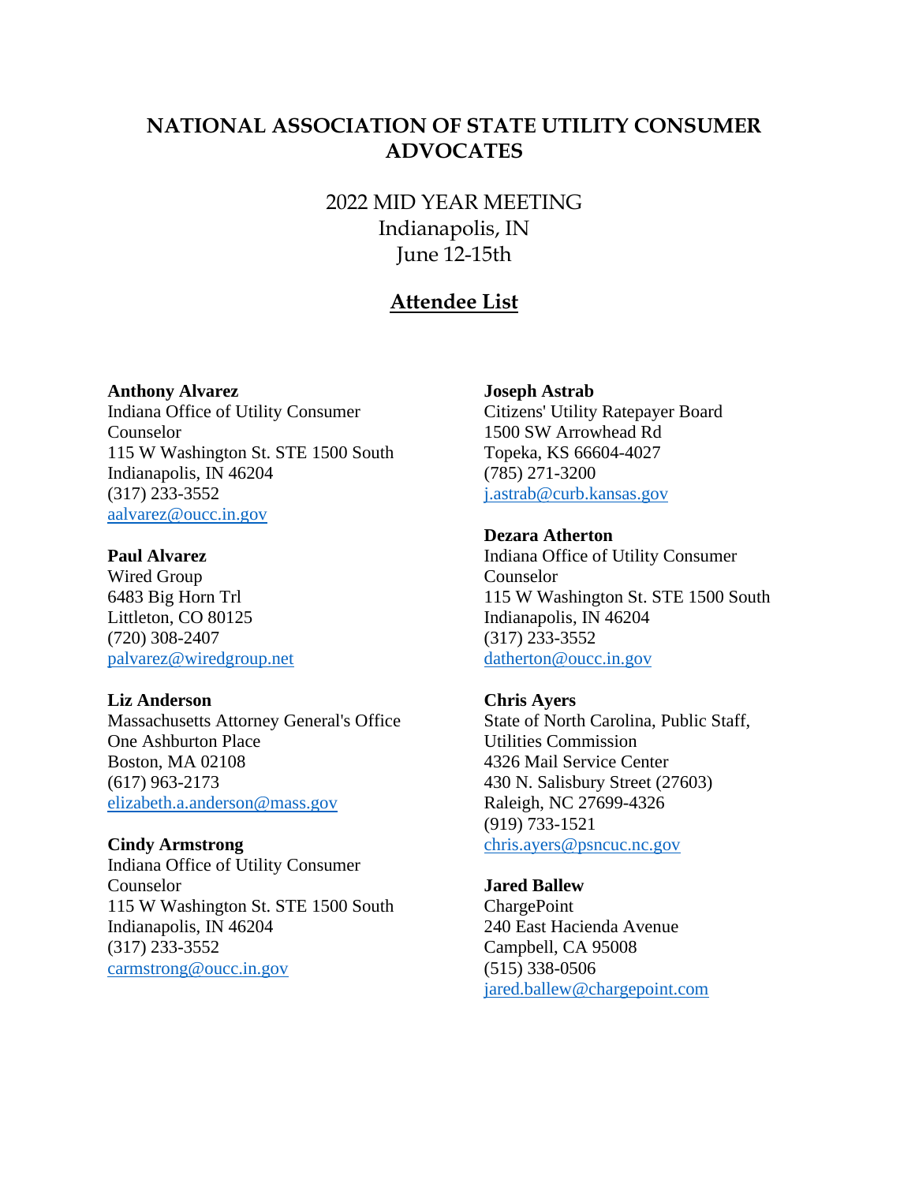# NATIONAL ASSOCIATION OF STATE UTILITY CONSUMER ADVOCATES

## 2022 MID YEAR MEETING
## Indianapolis, IN
## June 12-15th

## Attendee List

**Anthony Alvarez**
Indiana Office of Utility Consumer Counselor
115 W Washington St. STE 1500 South
Indianapolis, IN 46204
(317) 233-3552
aalvarez@oucc.in.gov

**Paul Alvarez**
Wired Group
6483 Big Horn Trl
Littleton, CO 80125
(720) 308-2407
palvarez@wiredgroup.net

**Liz Anderson**
Massachusetts Attorney General's Office
One Ashburton Place
Boston, MA 02108
(617) 963-2173
elizabeth.a.anderson@mass.gov

**Cindy Armstrong**
Indiana Office of Utility Consumer Counselor
115 W Washington St. STE 1500 South
Indianapolis, IN 46204
(317) 233-3552
carmstrong@oucc.in.gov

**Joseph Astrab**
Citizens' Utility Ratepayer Board
1500 SW Arrowhead Rd
Topeka, KS 66604-4027
(785) 271-3200
j.astrab@curb.kansas.gov

**Dezara Atherton**
Indiana Office of Utility Consumer Counselor
115 W Washington St. STE 1500 South
Indianapolis, IN 46204
(317) 233-3552
datherton@oucc.in.gov

**Chris Ayers**
State of North Carolina, Public Staff, Utilities Commission
4326 Mail Service Center
430 N. Salisbury Street (27603)
Raleigh, NC 27699-4326
(919) 733-1521
chris.ayers@psncuc.nc.gov

**Jared Ballew**
ChargePoint
240 East Hacienda Avenue
Campbell, CA 95008
(515) 338-0506
jared.ballew@chargepoint.com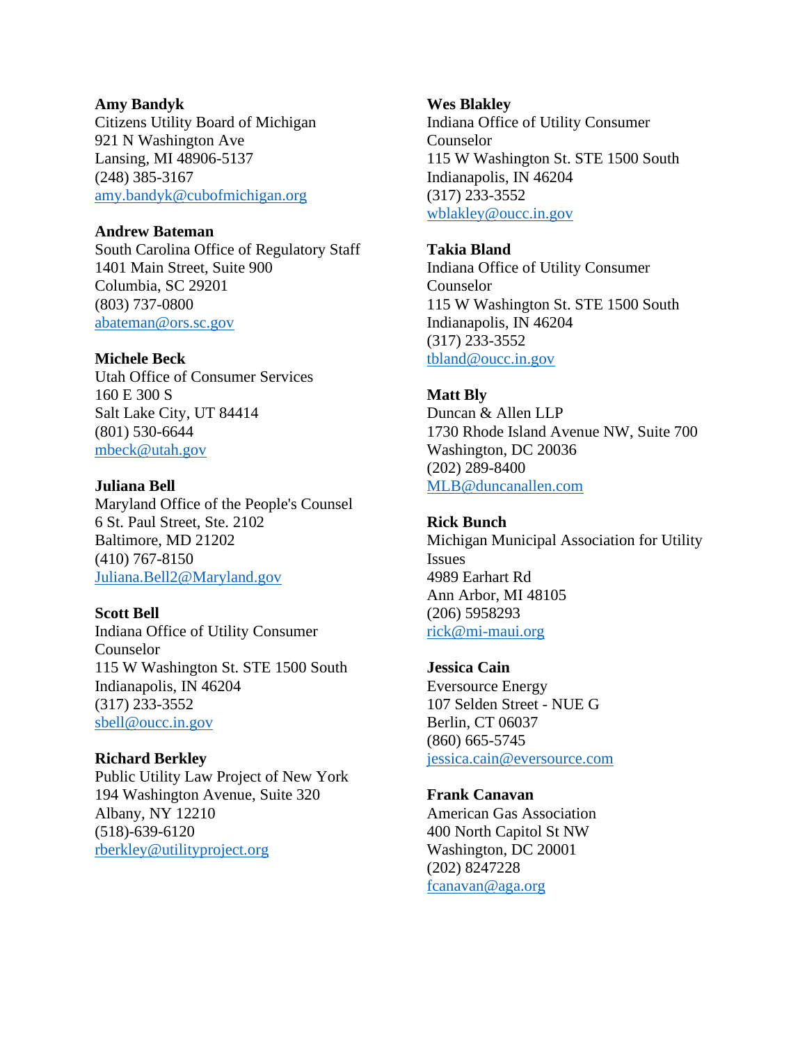**Amy Bandyk**
Citizens Utility Board of Michigan
921 N Washington Ave
Lansing, MI 48906-5137
(248) 385-3167
amy.bandyk@cubofmichigan.org

**Andrew Bateman**
South Carolina Office of Regulatory Staff
1401 Main Street, Suite 900
Columbia, SC 29201
(803) 737-0800
abateman@ors.sc.gov

**Michele Beck**
Utah Office of Consumer Services
160 E 300 S
Salt Lake City, UT 84414
(801) 530-6644
mbeck@utah.gov

**Juliana Bell**
Maryland Office of the People's Counsel
6 St. Paul Street, Ste. 2102
Baltimore, MD 21202
(410) 767-8150
Juliana.Bell2@Maryland.gov

**Scott Bell**
Indiana Office of Utility Consumer Counselor
115 W Washington St. STE 1500 South
Indianapolis, IN 46204
(317) 233-3552
sbell@oucc.in.gov

**Richard Berkley**
Public Utility Law Project of New York
194 Washington Avenue, Suite 320
Albany, NY 12210
(518)-639-6120
rberkley@utilityproject.org

**Wes Blakley**
Indiana Office of Utility Consumer Counselor
115 W Washington St. STE 1500 South
Indianapolis, IN 46204
(317) 233-3552
wblakley@oucc.in.gov

**Takia Bland**
Indiana Office of Utility Consumer Counselor
115 W Washington St. STE 1500 South
Indianapolis, IN 46204
(317) 233-3552
tbland@oucc.in.gov

**Matt Bly**
Duncan & Allen LLP
1730 Rhode Island Avenue NW, Suite 700
Washington, DC 20036
(202) 289-8400
MLB@duncanallen.com

**Rick Bunch**
Michigan Municipal Association for Utility Issues
4989 Earhart Rd
Ann Arbor, MI 48105
(206) 5958293
rick@mi-maui.org

**Jessica Cain**
Eversource Energy
107 Selden Street - NUE G
Berlin, CT 06037
(860) 665-5745
jessica.cain@eversource.com

**Frank Canavan**
American Gas Association
400 North Capitol St NW
Washington, DC 20001
(202) 8247228
fcanavan@aga.org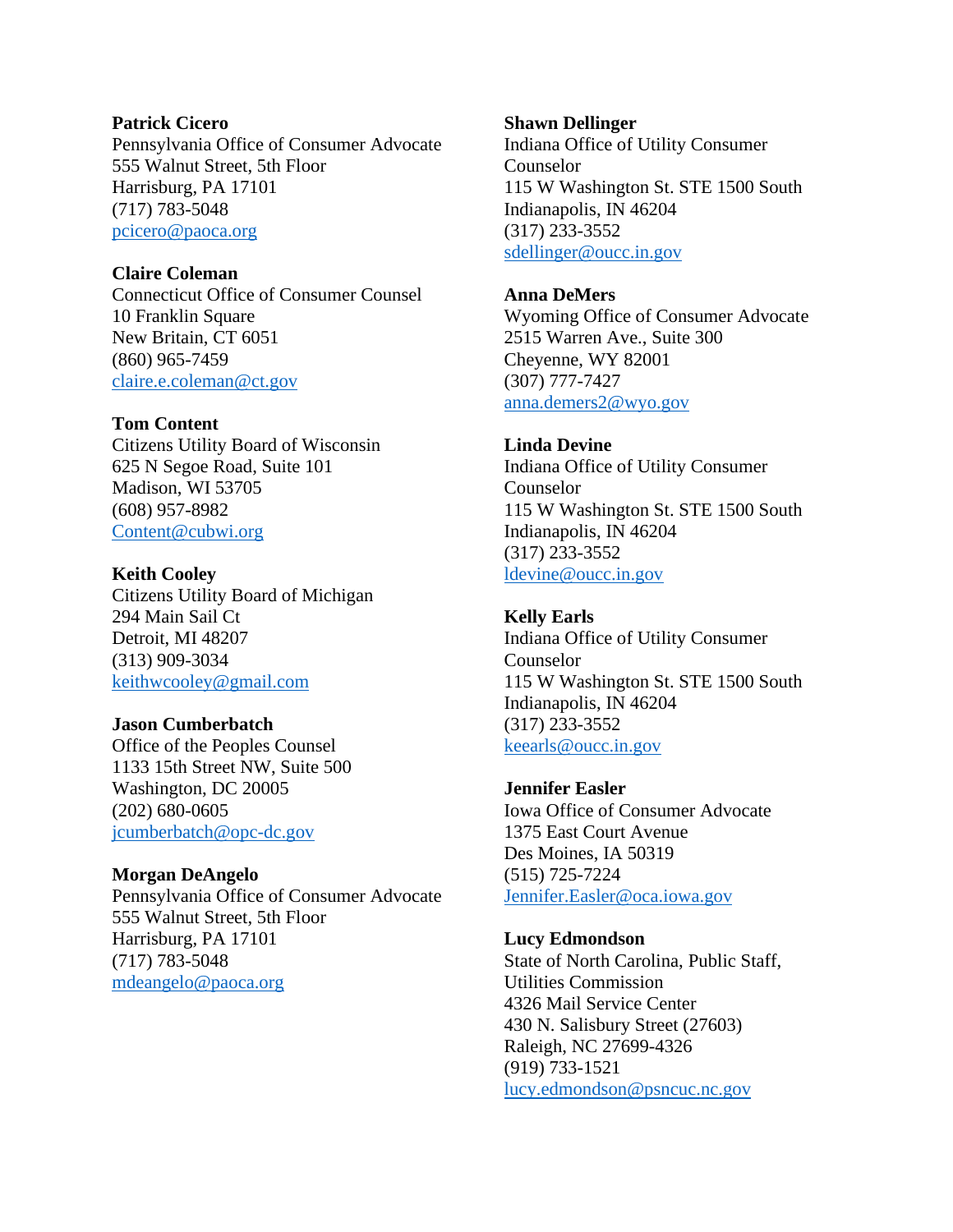**Patrick Cicero**
Pennsylvania Office of Consumer Advocate
555 Walnut Street, 5th Floor
Harrisburg, PA 17101
(717) 783-5048
pcicero@paoca.org

**Claire Coleman**
Connecticut Office of Consumer Counsel
10 Franklin Square
New Britain, CT 6051
(860) 965-7459
claire.e.coleman@ct.gov

**Tom Content**
Citizens Utility Board of Wisconsin
625 N Segoe Road, Suite 101
Madison, WI 53705
(608) 957-8982
Content@cubwi.org

**Keith Cooley**
Citizens Utility Board of Michigan
294 Main Sail Ct
Detroit, MI 48207
(313) 909-3034
keithwcooley@gmail.com

**Jason Cumberbatch**
Office of the Peoples Counsel
1133 15th Street NW, Suite 500
Washington, DC 20005
(202) 680-0605
jcumberbatch@opc-dc.gov

**Morgan DeAngelo**
Pennsylvania Office of Consumer Advocate
555 Walnut Street, 5th Floor
Harrisburg, PA 17101
(717) 783-5048
mdeangelo@paoca.org

**Shawn Dellinger**
Indiana Office of Utility Consumer Counselor
115 W Washington St. STE 1500 South
Indianapolis, IN 46204
(317) 233-3552
sdellinger@oucc.in.gov

**Anna DeMers**
Wyoming Office of Consumer Advocate
2515 Warren Ave., Suite 300
Cheyenne, WY 82001
(307) 777-7427
anna.demers2@wyo.gov

**Linda Devine**
Indiana Office of Utility Consumer Counselor
115 W Washington St. STE 1500 South
Indianapolis, IN 46204
(317) 233-3552
ldevine@oucc.in.gov

**Kelly Earls**
Indiana Office of Utility Consumer Counselor
115 W Washington St. STE 1500 South
Indianapolis, IN 46204
(317) 233-3552
keearls@oucc.in.gov

**Jennifer Easler**
Iowa Office of Consumer Advocate
1375 East Court Avenue
Des Moines, IA 50319
(515) 725-7224
Jennifer.Easler@oca.iowa.gov

**Lucy Edmondson**
State of North Carolina, Public Staff, Utilities Commission
4326 Mail Service Center
430 N. Salisbury Street (27603)
Raleigh, NC 27699-4326
(919) 733-1521
lucy.edmondson@psncuc.nc.gov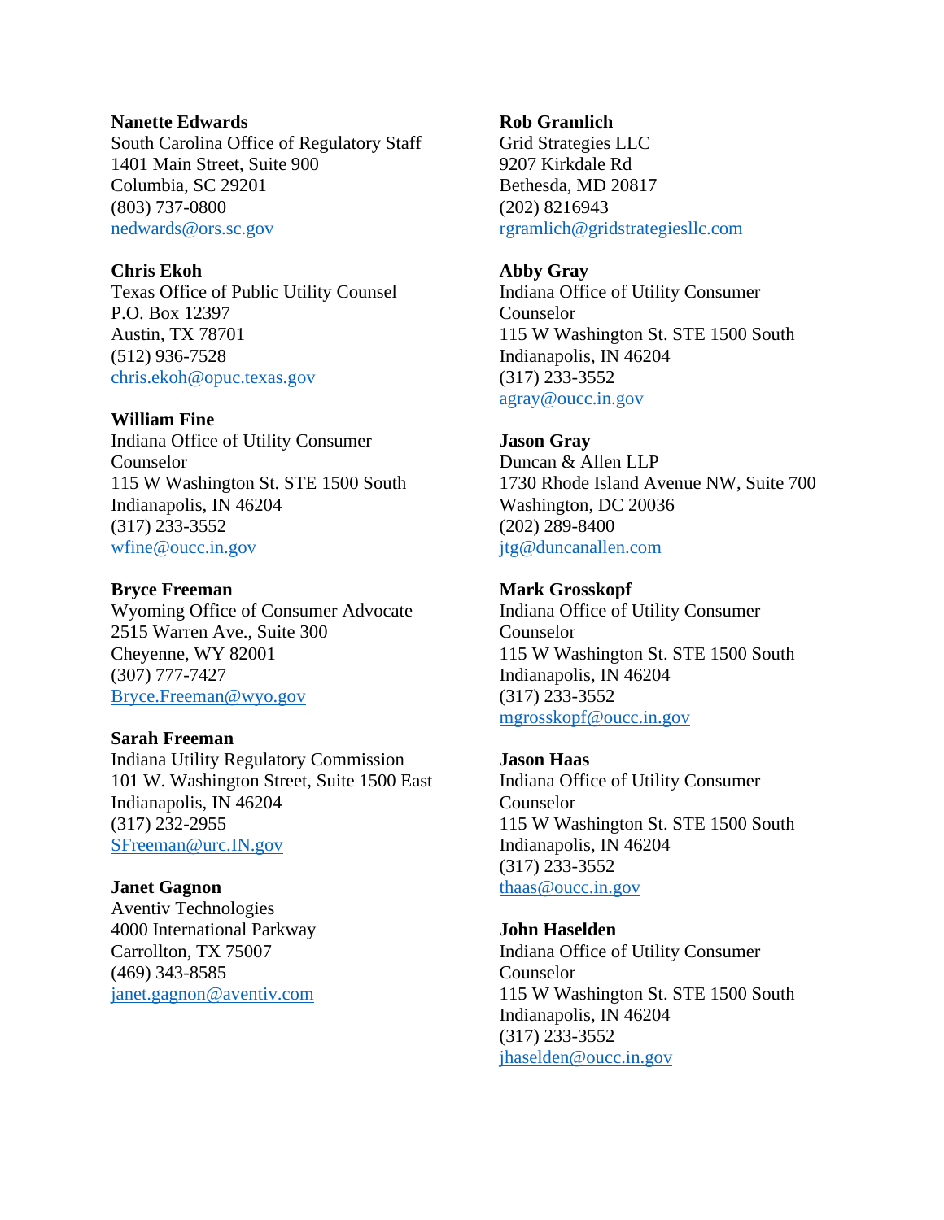**Nanette Edwards**
South Carolina Office of Regulatory Staff
1401 Main Street, Suite 900
Columbia, SC 29201
(803) 737-0800
nedwards@ors.sc.gov

**Chris Ekoh**
Texas Office of Public Utility Counsel
P.O. Box 12397
Austin, TX 78701
(512) 936-7528
chris.ekoh@opuc.texas.gov

**William Fine**
Indiana Office of Utility Consumer Counselor
115 W Washington St. STE 1500 South
Indianapolis, IN 46204
(317) 233-3552
wfine@oucc.in.gov

**Bryce Freeman**
Wyoming Office of Consumer Advocate
2515 Warren Ave., Suite 300
Cheyenne, WY 82001
(307) 777-7427
Bryce.Freeman@wyo.gov

**Sarah Freeman**
Indiana Utility Regulatory Commission
101 W. Washington Street, Suite 1500 East
Indianapolis, IN 46204
(317) 232-2955
SFreeman@urc.IN.gov

**Janet Gagnon**
Aventiv Technologies
4000 International Parkway
Carrollton, TX 75007
(469) 343-8585
janet.gagnon@aventiv.com

**Rob Gramlich**
Grid Strategies LLC
9207 Kirkdale Rd
Bethesda, MD 20817
(202) 8216943
rgramlich@gridstrategiesllc.com

**Abby Gray**
Indiana Office of Utility Consumer Counselor
115 W Washington St. STE 1500 South
Indianapolis, IN 46204
(317) 233-3552
agray@oucc.in.gov

**Jason Gray**
Duncan & Allen LLP
1730 Rhode Island Avenue NW, Suite 700
Washington, DC 20036
(202) 289-8400
jtg@duncanallen.com

**Mark Grosskopf**
Indiana Office of Utility Consumer Counselor
115 W Washington St. STE 1500 South
Indianapolis, IN 46204
(317) 233-3552
mgrosskopf@oucc.in.gov

**Jason Haas**
Indiana Office of Utility Consumer Counselor
115 W Washington St. STE 1500 South
Indianapolis, IN 46204
(317) 233-3552
thaas@oucc.in.gov

**John Haselden**
Indiana Office of Utility Consumer Counselor
115 W Washington St. STE 1500 South
Indianapolis, IN 46204
(317) 233-3552
jhaselden@oucc.in.gov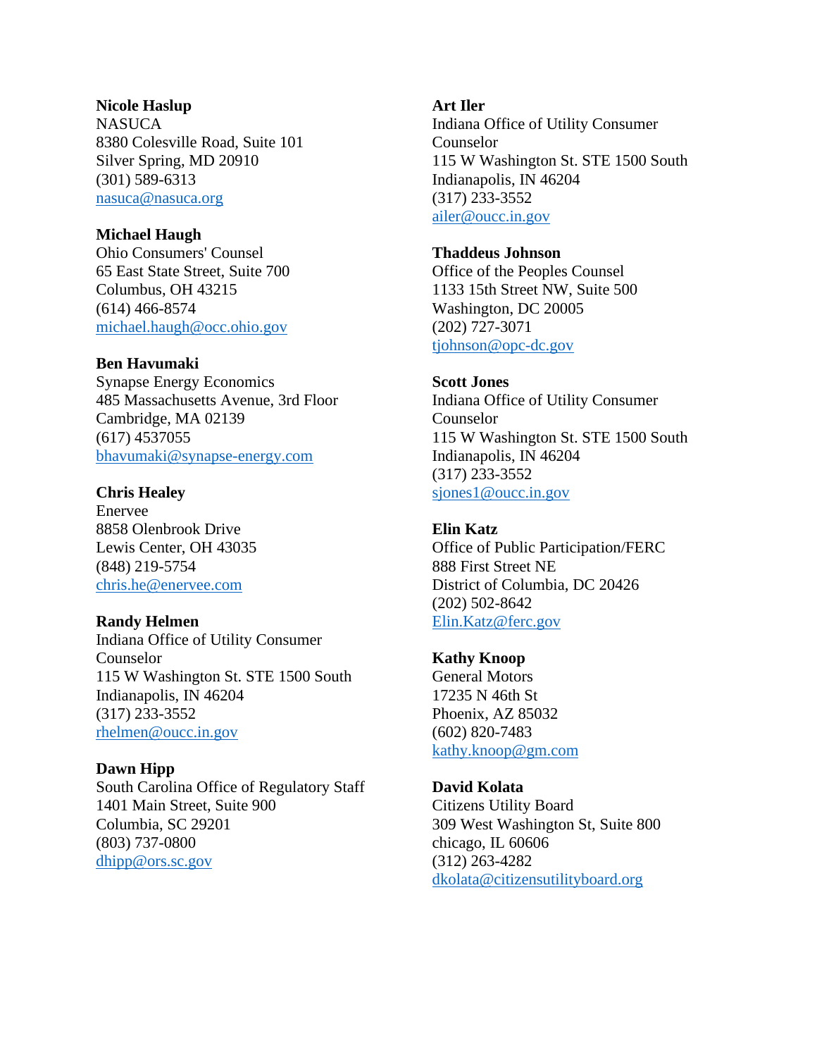**Nicole Haslup**
NASUCA
8380 Colesville Road, Suite 101
Silver Spring, MD 20910
(301) 589-6313
nasuca@nasuca.org

**Michael Haugh**
Ohio Consumers' Counsel
65 East State Street, Suite 700
Columbus, OH 43215
(614) 466-8574
michael.haugh@occ.ohio.gov

**Ben Havumaki**
Synapse Energy Economics
485 Massachusetts Avenue, 3rd Floor
Cambridge, MA 02139
(617) 4537055
bhavumaki@synapse-energy.com

**Chris Healey**
Enervee
8858 Olenbrook Drive
Lewis Center, OH 43035
(848) 219-5754
chris.he@enervee.com

**Randy Helmen**
Indiana Office of Utility Consumer Counselor
115 W Washington St. STE 1500 South
Indianapolis, IN 46204
(317) 233-3552
rhelmen@oucc.in.gov

**Dawn Hipp**
South Carolina Office of Regulatory Staff
1401 Main Street, Suite 900
Columbia, SC 29201
(803) 737-0800
dhipp@ors.sc.gov

**Art Iler**
Indiana Office of Utility Consumer Counselor
115 W Washington St. STE 1500 South
Indianapolis, IN 46204
(317) 233-3552
ailer@oucc.in.gov

**Thaddeus Johnson**
Office of the Peoples Counsel
1133 15th Street NW, Suite 500
Washington, DC 20005
(202) 727-3071
tjohnson@opc-dc.gov

**Scott Jones**
Indiana Office of Utility Consumer Counselor
115 W Washington St. STE 1500 South
Indianapolis, IN 46204
(317) 233-3552
sjones1@oucc.in.gov

**Elin Katz**
Office of Public Participation/FERC
888 First Street NE
District of Columbia, DC 20426
(202) 502-8642
Elin.Katz@ferc.gov

**Kathy Knoop**
General Motors
17235 N 46th St
Phoenix, AZ 85032
(602) 820-7483
kathy.knoop@gm.com

**David Kolata**
Citizens Utility Board
309 West Washington St, Suite 800
chicago, IL 60606
(312) 263-4282
dkolata@citizensutilityboard.org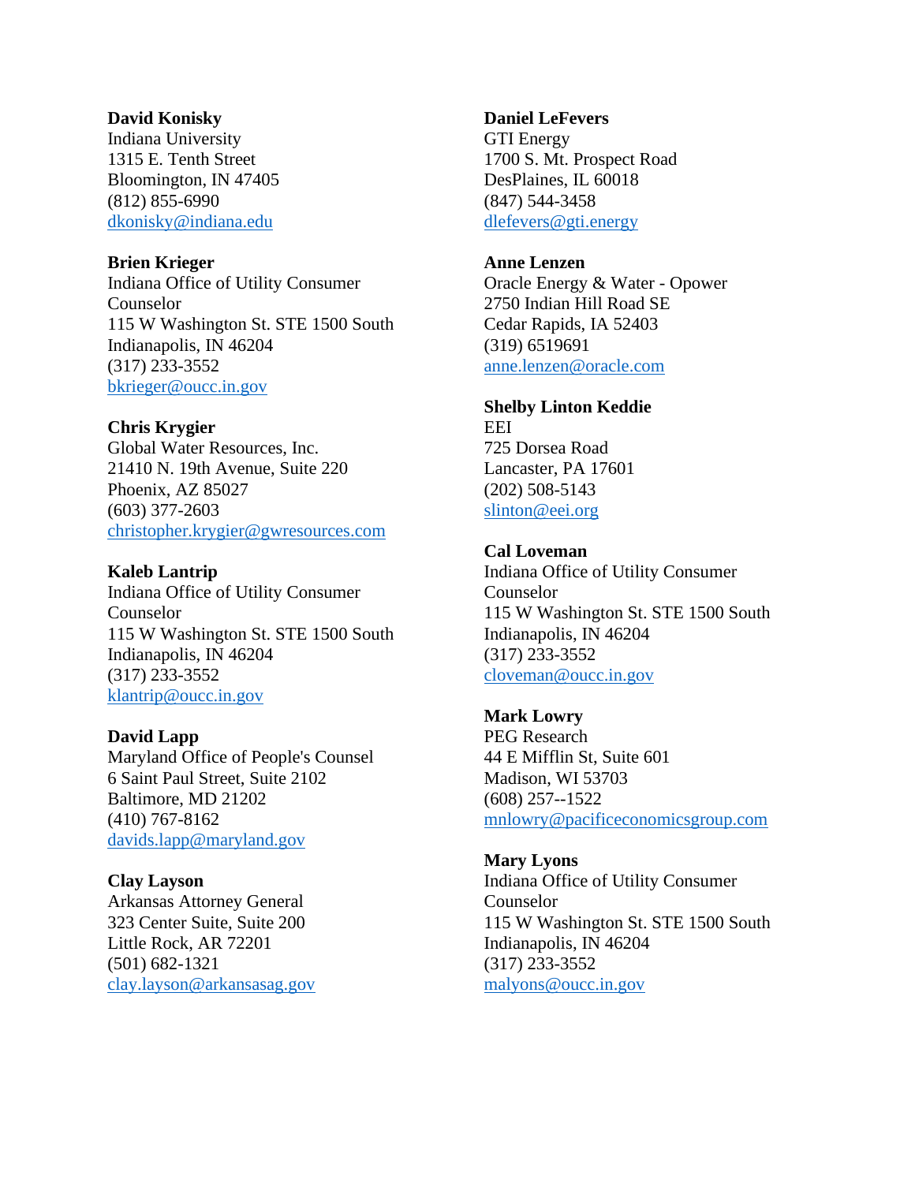**David Konisky**
Indiana University
1315 E. Tenth Street
Bloomington, IN 47405
(812) 855-6990
dkonisky@indiana.edu

**Brien Krieger**
Indiana Office of Utility Consumer Counselor
115 W Washington St. STE 1500 South
Indianapolis, IN 46204
(317) 233-3552
bkrieger@oucc.in.gov

**Chris Krygier**
Global Water Resources, Inc.
21410 N. 19th Avenue, Suite 220
Phoenix, AZ 85027
(603) 377-2603
christopher.krygier@gwresources.com

**Kaleb Lantrip**
Indiana Office of Utility Consumer Counselor
115 W Washington St. STE 1500 South
Indianapolis, IN 46204
(317) 233-3552
klantrip@oucc.in.gov

**David Lapp**
Maryland Office of People's Counsel
6 Saint Paul Street, Suite 2102
Baltimore, MD 21202
(410) 767-8162
davids.lapp@maryland.gov

**Clay Layson**
Arkansas Attorney General
323 Center Suite, Suite 200
Little Rock, AR 72201
(501) 682-1321
clay.layson@arkansasag.gov

**Daniel LeFevers**
GTI Energy
1700 S. Mt. Prospect Road
DesPlaines, IL 60018
(847) 544-3458
dlefevers@gti.energy

**Anne Lenzen**
Oracle Energy & Water - Opower
2750 Indian Hill Road SE
Cedar Rapids, IA 52403
(319) 6519691
anne.lenzen@oracle.com

**Shelby Linton Keddie**
EEI
725 Dorsea Road
Lancaster, PA 17601
(202) 508-5143
slinton@eei.org

**Cal Loveman**
Indiana Office of Utility Consumer Counselor
115 W Washington St. STE 1500 South
Indianapolis, IN 46204
(317) 233-3552
cloveman@oucc.in.gov

**Mark Lowry**
PEG Research
44 E Mifflin St, Suite 601
Madison, WI 53703
(608) 257--1522
mnlowry@pacificeconomicsgroup.com

**Mary Lyons**
Indiana Office of Utility Consumer Counselor
115 W Washington St. STE 1500 South
Indianapolis, IN 46204
(317) 233-3552
malyons@oucc.in.gov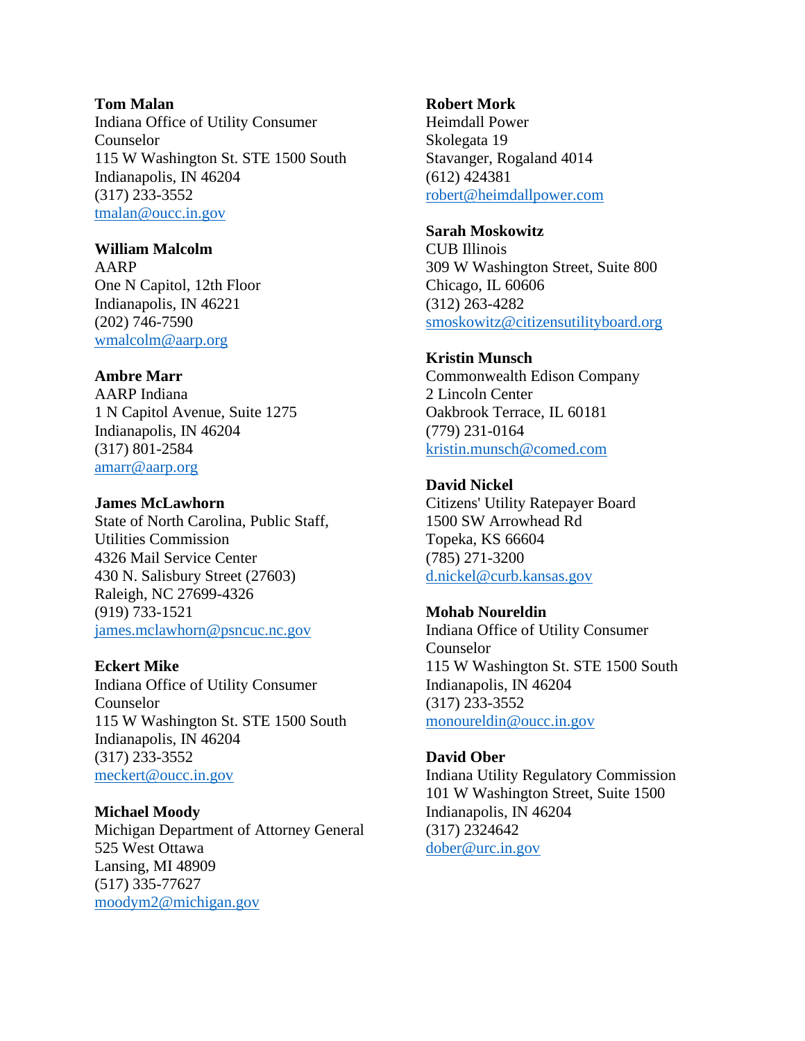**Tom Malan**
Indiana Office of Utility Consumer Counselor
115 W Washington St. STE 1500 South
Indianapolis, IN 46204
(317) 233-3552
tmalan@oucc.in.gov

**William Malcolm**
AARP
One N Capitol, 12th Floor
Indianapolis, IN 46221
(202) 746-7590
wmalcolm@aarp.org

**Ambre Marr**
AARP Indiana
1 N Capitol Avenue, Suite 1275
Indianapolis, IN 46204
(317) 801-2584
amarr@aarp.org

**James McLawhorn**
State of North Carolina, Public Staff, Utilities Commission
4326 Mail Service Center
430 N. Salisbury Street (27603)
Raleigh, NC 27699-4326
(919) 733-1521
james.mclawhorn@psncuc.nc.gov

**Eckert Mike**
Indiana Office of Utility Consumer Counselor
115 W Washington St. STE 1500 South
Indianapolis, IN 46204
(317) 233-3552
meckert@oucc.in.gov

**Michael Moody**
Michigan Department of Attorney General
525 West Ottawa
Lansing, MI 48909
(517) 335-77627
moodym2@michigan.gov

**Robert Mork**
Heimdall Power
Skolegata 19
Stavanger, Rogaland 4014
(612) 424381
robert@heimdallpower.com

**Sarah Moskowitz**
CUB Illinois
309 W Washington Street, Suite 800
Chicago, IL 60606
(312) 263-4282
smoskowitz@citizensutilityboard.org

**Kristin Munsch**
Commonwealth Edison Company
2 Lincoln Center
Oakbrook Terrace, IL 60181
(779) 231-0164
kristin.munsch@comed.com

**David Nickel**
Citizens' Utility Ratepayer Board
1500 SW Arrowhead Rd
Topeka, KS 66604
(785) 271-3200
d.nickel@curb.kansas.gov

**Mohab Noureldin**
Indiana Office of Utility Consumer Counselor
115 W Washington St. STE 1500 South
Indianapolis, IN 46204
(317) 233-3552
monoureldin@oucc.in.gov

**David Ober**
Indiana Utility Regulatory Commission
101 W Washington Street, Suite 1500
Indianapolis, IN 46204
(317) 2324642
dober@urc.in.gov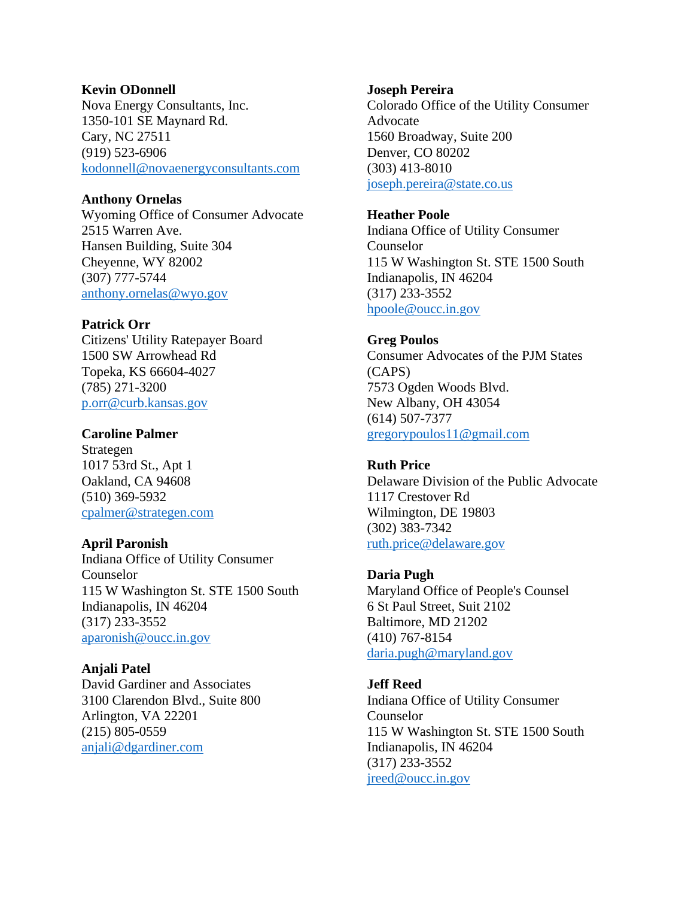**Kevin ODonnell**
Nova Energy Consultants, Inc.
1350-101 SE Maynard Rd.
Cary, NC 27511
(919) 523-6906
kodonnell@novaenergyconsultants.com

**Anthony Ornelas**
Wyoming Office of Consumer Advocate
2515 Warren Ave.
Hansen Building, Suite 304
Cheyenne, WY 82002
(307) 777-5744
anthony.ornelas@wyo.gov

**Patrick Orr**
Citizens' Utility Ratepayer Board
1500 SW Arrowhead Rd
Topeka, KS 66604-4027
(785) 271-3200
p.orr@curb.kansas.gov

**Caroline Palmer**
Strategen
1017 53rd St., Apt 1
Oakland, CA 94608
(510) 369-5932
cpalmer@strategen.com

**April Paronish**
Indiana Office of Utility Consumer Counselor
115 W Washington St. STE 1500 South
Indianapolis, IN 46204
(317) 233-3552
aparonish@oucc.in.gov

**Anjali Patel**
David Gardiner and Associates
3100 Clarendon Blvd., Suite 800
Arlington, VA 22201
(215) 805-0559
anjali@dgardiner.com

**Joseph Pereira**
Colorado Office of the Utility Consumer Advocate
1560 Broadway, Suite 200
Denver, CO 80202
(303) 413-8010
joseph.pereira@state.co.us

**Heather Poole**
Indiana Office of Utility Consumer Counselor
115 W Washington St. STE 1500 South
Indianapolis, IN 46204
(317) 233-3552
hpoole@oucc.in.gov

**Greg Poulos**
Consumer Advocates of the PJM States (CAPS)
7573 Ogden Woods Blvd.
New Albany, OH 43054
(614) 507-7377
gregorypoulos11@gmail.com

**Ruth Price**
Delaware Division of the Public Advocate
1117 Crestover Rd
Wilmington, DE 19803
(302) 383-7342
ruth.price@delaware.gov

**Daria Pugh**
Maryland Office of People's Counsel
6 St Paul Street, Suit 2102
Baltimore, MD 21202
(410) 767-8154
daria.pugh@maryland.gov

**Jeff Reed**
Indiana Office of Utility Consumer Counselor
115 W Washington St. STE 1500 South
Indianapolis, IN 46204
(317) 233-3552
jreed@oucc.in.gov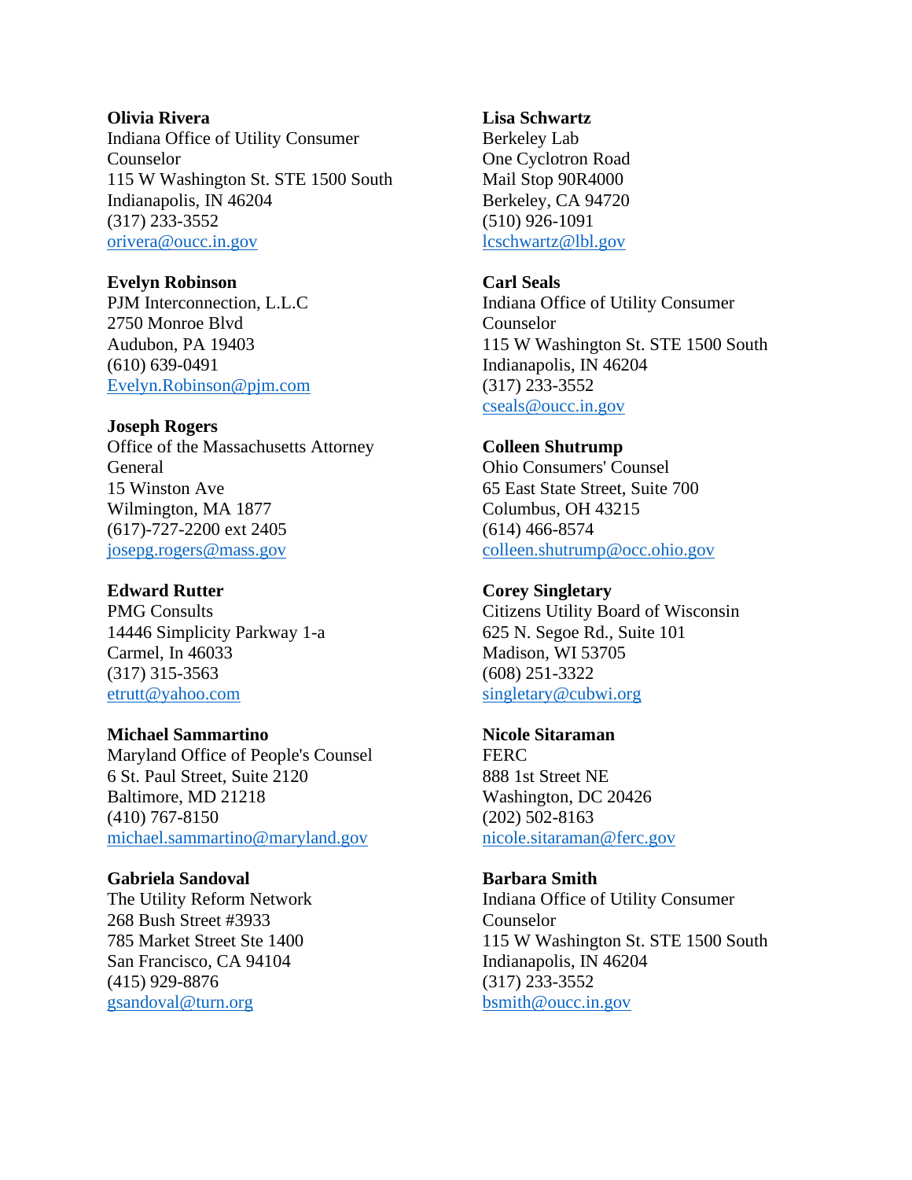**Olivia Rivera**
Indiana Office of Utility Consumer Counselor
115 W Washington St. STE 1500 South
Indianapolis, IN 46204
(317) 233-3552
orivera@oucc.in.gov

**Evelyn Robinson**
PJM Interconnection, L.L.C
2750 Monroe Blvd
Audubon, PA 19403
(610) 639-0491
Evelyn.Robinson@pjm.com

**Joseph Rogers**
Office of the Massachusetts Attorney General
15 Winston Ave
Wilmington, MA 1877
(617)-727-2200 ext 2405
josepg.rogers@mass.gov

**Edward Rutter**
PMG Consults
14446 Simplicity Parkway 1-a
Carmel, In 46033
(317) 315-3563
etrutt@yahoo.com

**Michael Sammartino**
Maryland Office of People's Counsel
6 St. Paul Street, Suite 2120
Baltimore, MD 21218
(410) 767-8150
michael.sammartino@maryland.gov

**Gabriela Sandoval**
The Utility Reform Network
268 Bush Street #3933
785 Market Street Ste 1400
San Francisco, CA 94104
(415) 929-8876
gsandoval@turn.org

**Lisa Schwartz**
Berkeley Lab
One Cyclotron Road
Mail Stop 90R4000
Berkeley, CA 94720
(510) 926-1091
lcschwartz@lbl.gov

**Carl Seals**
Indiana Office of Utility Consumer Counselor
115 W Washington St. STE 1500 South
Indianapolis, IN 46204
(317) 233-3552
cseals@oucc.in.gov

**Colleen Shutrump**
Ohio Consumers' Counsel
65 East State Street, Suite 700
Columbus, OH 43215
(614) 466-8574
colleen.shutrump@occ.ohio.gov

**Corey Singletary**
Citizens Utility Board of Wisconsin
625 N. Segoe Rd., Suite 101
Madison, WI 53705
(608) 251-3322
singletary@cubwi.org

**Nicole Sitaraman**
FERC
888 1st Street NE
Washington, DC 20426
(202) 502-8163
nicole.sitaraman@ferc.gov

**Barbara Smith**
Indiana Office of Utility Consumer Counselor
115 W Washington St. STE 1500 South
Indianapolis, IN 46204
(317) 233-3552
bsmith@oucc.in.gov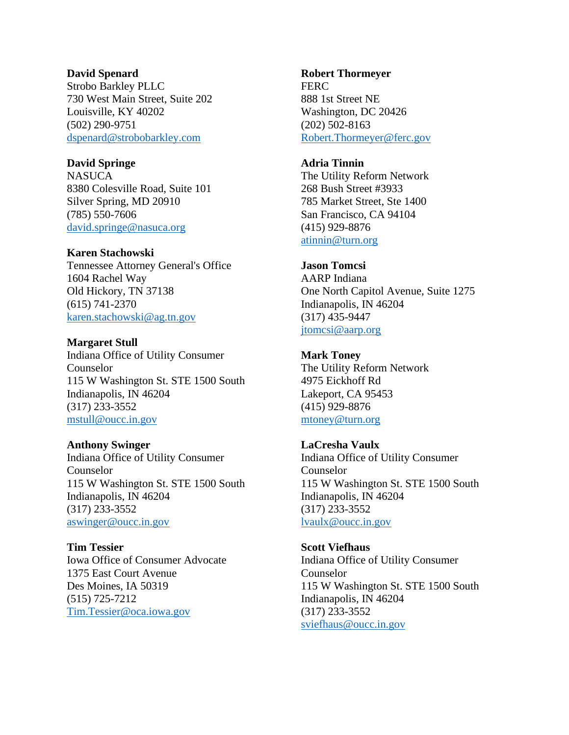**David Spenard**
Strobo Barkley PLLC
730 West Main Street, Suite 202
Louisville, KY 40202
(502) 290-9751
dspenard@strobobarkley.com

**David Springe**
NASUCA
8380 Colesville Road, Suite 101
Silver Spring, MD 20910
(785) 550-7606
david.springe@nasuca.org

**Karen Stachowski**
Tennessee Attorney General's Office
1604 Rachel Way
Old Hickory, TN 37138
(615) 741-2370
karen.stachowski@ag.tn.gov

**Margaret Stull**
Indiana Office of Utility Consumer Counselor
115 W Washington St. STE 1500 South
Indianapolis, IN 46204
(317) 233-3552
mstull@oucc.in.gov

**Anthony Swinger**
Indiana Office of Utility Consumer Counselor
115 W Washington St. STE 1500 South
Indianapolis, IN 46204
(317) 233-3552
aswinger@oucc.in.gov

**Tim Tessier**
Iowa Office of Consumer Advocate
1375 East Court Avenue
Des Moines, IA 50319
(515) 725-7212
Tim.Tessier@oca.iowa.gov

**Robert Thormeyer**
FERC
888 1st Street NE
Washington, DC 20426
(202) 502-8163
Robert.Thormeyer@ferc.gov

**Adria Tinnin**
The Utility Reform Network
268 Bush Street #3933
785 Market Street, Ste 1400
San Francisco, CA 94104
(415) 929-8876
atinnin@turn.org

**Jason Tomcsi**
AARP Indiana
One North Capitol Avenue, Suite 1275
Indianapolis, IN 46204
(317) 435-9447
jtomcsi@aarp.org

**Mark Toney**
The Utility Reform Network
4975 Eickhoff Rd
Lakeport, CA 95453
(415) 929-8876
mtoney@turn.org

**LaCresha Vaulx**
Indiana Office of Utility Consumer Counselor
115 W Washington St. STE 1500 South
Indianapolis, IN 46204
(317) 233-3552
lvaulx@oucc.in.gov

**Scott Viefhaus**
Indiana Office of Utility Consumer Counselor
115 W Washington St. STE 1500 South
Indianapolis, IN 46204
(317) 233-3552
sviefhaus@oucc.in.gov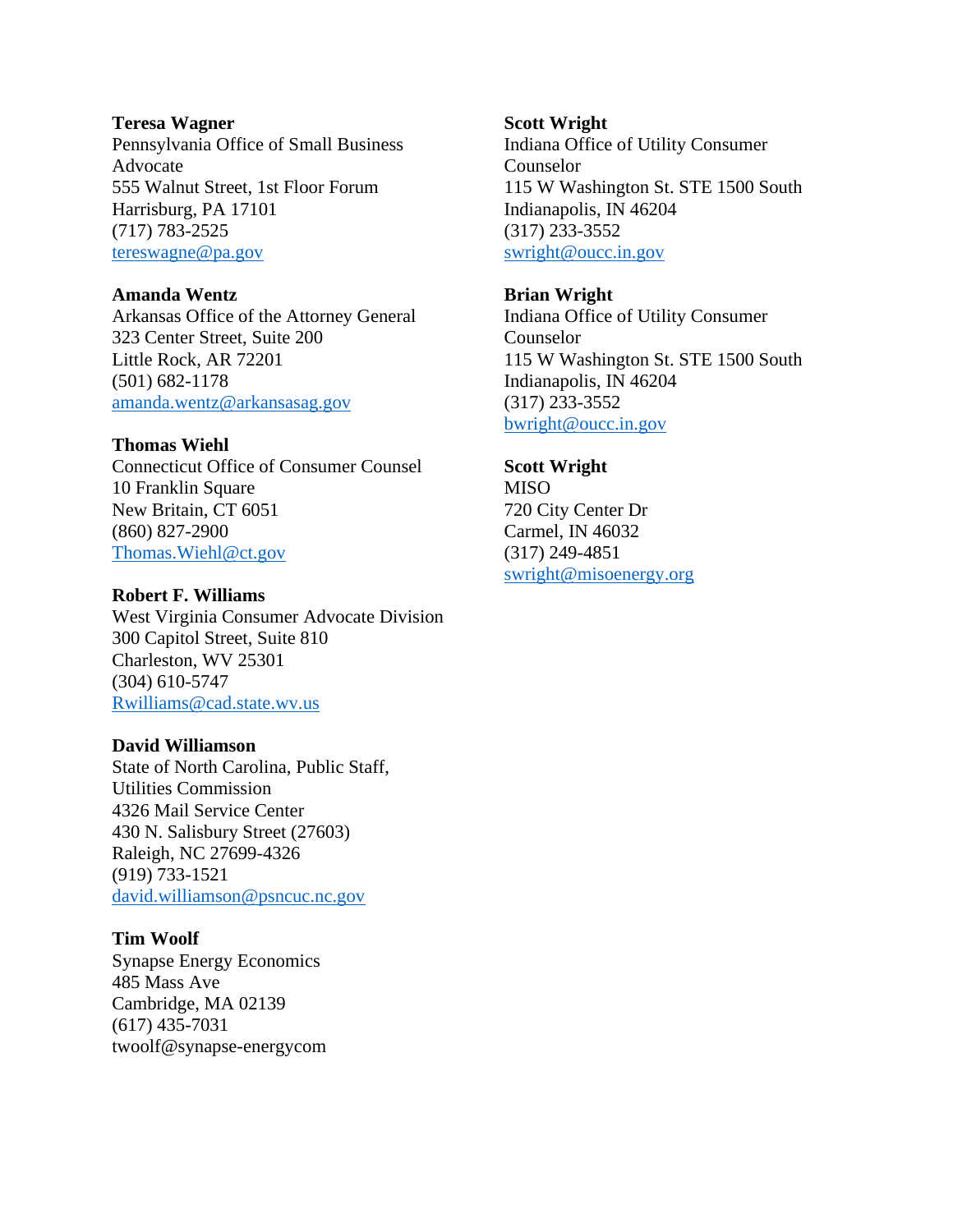**Teresa Wagner**
Pennsylvania Office of Small Business Advocate
555 Walnut Street, 1st Floor Forum
Harrisburg, PA 17101
(717) 783-2525
tereswagne@pa.gov

**Amanda Wentz**
Arkansas Office of the Attorney General
323 Center Street, Suite 200
Little Rock, AR 72201
(501) 682-1178
amanda.wentz@arkansasag.gov

**Thomas Wiehl**
Connecticut Office of Consumer Counsel
10 Franklin Square
New Britain, CT 6051
(860) 827-2900
Thomas.Wiehl@ct.gov

**Robert F. Williams**
West Virginia Consumer Advocate Division
300 Capitol Street, Suite 810
Charleston, WV 25301
(304) 610-5747
Rwilliams@cad.state.wv.us

**David Williamson**
State of North Carolina, Public Staff, Utilities Commission
4326 Mail Service Center
430 N. Salisbury Street (27603)
Raleigh, NC 27699-4326
(919) 733-1521
david.williamson@psncuc.nc.gov

**Tim Woolf**
Synapse Energy Economics
485 Mass Ave
Cambridge, MA 02139
(617) 435-7031
twoolf@synapse-energycom

**Scott Wright**
Indiana Office of Utility Consumer Counselor
115 W Washington St. STE 1500 South
Indianapolis, IN 46204
(317) 233-3552
swright@oucc.in.gov

**Brian Wright**
Indiana Office of Utility Consumer Counselor
115 W Washington St. STE 1500 South
Indianapolis, IN 46204
(317) 233-3552
bwright@oucc.in.gov

**Scott Wright**
MISO
720 City Center Dr
Carmel, IN 46032
(317) 249-4851
swright@misoenergy.org